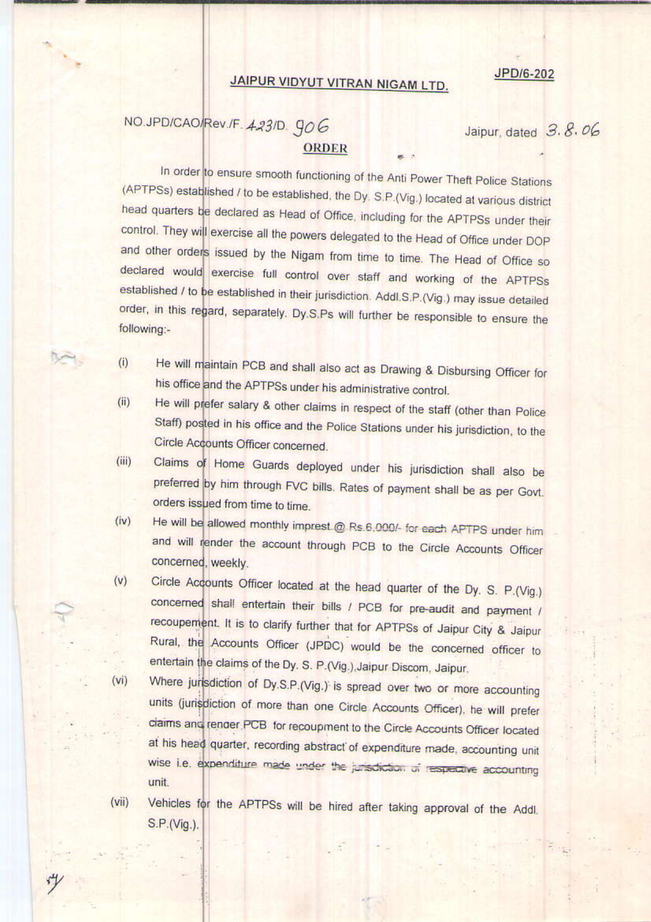JPD/6-202

## JAIPUR VIDYUT VITRAN NIGAM LTD.

NO.JPD/CAO/Rev./F. 423/D. 906 Jaipur, dated 3.8.06

**ORDER**

In order to ensure smooth functioning of the Anti Power Theft Police Stations (APTPSs) established / to be established, the Dy. S.P.(Vig.) located at various district head quarters be declared as Head of Office, including for the APTPSs under their control. They will exercise all the powers delegated to the Head of Office under DOP and other orders issued by the Nigam from time to time. The Head of Office so declared would exercise full control over staff and working of the APTPSs established / to be established in their jurisdiction. Addl.S.P.(Vig.) may issue detailed order, in this regard, separately. Dy.S.Ps will further be responsible to ensure the following:-

(i) He will maintain PCB and shall also act as Drawing & Disbursing Officer for his office and the APTPSs under his administrative control.

(ii) He will prefer salary & other claims in respect of the staff (other than Police Staff) posted in his office and the Police Stations under his jurisdiction, to the Circle Accounts Officer concerned.

(iii) Claims of Home Guards deployed under his jurisdiction shall also be preferred by him through FVC bills. Rates of payment shall be as per Govt. orders issued from time to time.

(iv) He will be allowed monthly imprest @ Rs.6,000/- for each APTPS under him and will render the account through PCB to the Circle Accounts Officer concerned, weekly.

(v) Circle Accounts Officer located at the head quarter of the Dy. S. P.(Vig.) concerned shall entertain their bills / PCB for pre-audit and payment / recoupement. It is to clarify further that for APTPSs of Jaipur City & Jaipur Rural, the Accounts Officer (JPDC) would be the concerned officer to entertain the claims of the Dy. S. P.(Vig.),Jaipur Discom, Jaipur.

(vi) Where jurisdiction of Dy.S.P.(Vig.) is spread over two or more accounting units (jurisdiction of more than one Circle Accounts Officer), he will prefer claims and render PCB for recoupment to the Circle Accounts Officer located at his head quarter, recording abstract of expenditure made, accounting unit wise i.e. expenditure made under the jurisdiction of respective accounting unit.

(vii) Vehicles for the APTPSs will be hired after taking approval of the Addl. S.P.(Vig.).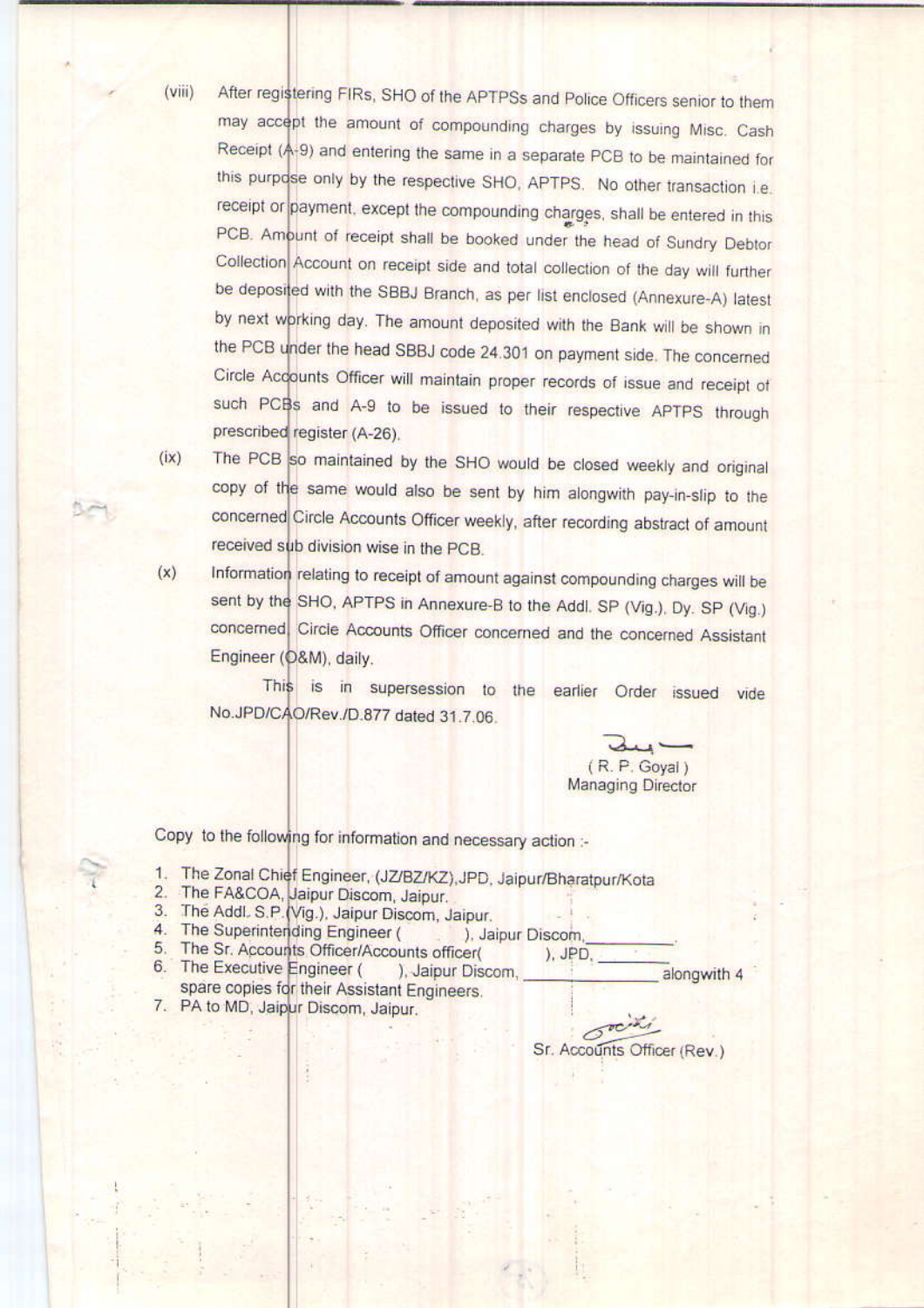(viii) After registering FIRs, SHO of the APTPSs and Police Officers senior to them may accept the amount of compounding charges by issuing Misc. Cash Receipt (A-9) and entering the same in a separate PCB to be maintained for this purpose only by the respective SHO, APTPS. No other transaction i.e. receipt or payment, except the compounding charges, shall be entered in this PCB. Amount of receipt shall be booked under the head of Sundry Debtor Collection Account on receipt side and total collection of the day will further be deposited with the SBBJ Branch, as per list enclosed (Annexure-A) latest by next working day. The amount deposited with the Bank will be shown in the PCB under the head SBBJ code 24.301 on payment side. The concerned Circle Accounts Officer will maintain proper records of issue and receipt of such PCBs and A-9 to be issued to their respective APTPS through prescribed register (A-26).

(ix) The PCB so maintained by the SHO would be closed weekly and original copy of the same would also be sent by him alongwith pay-in-slip to the concerned Circle Accounts Officer weekly, after recording abstract of amount received sub division wise in the PCB.

(x) Information relating to receipt of amount against compounding charges will be sent by the SHO, APTPS in Annexure-B to the Addl. SP (Vig.), Dy. SP (Vig.) concerned Circle Accounts Officer concerned and the concerned Assistant Engineer (O&M), daily.

This is in supersession to the earlier Order issued vide No.JPD/CAO/Rev./D.877 dated 31.7.06.

(R. P. Goyal)
Managing Director

Copy to the following for information and necessary action :-

1. The Zonal Chief Engineer, (JZ/BZ/KZ),JPD, Jaipur/Bharatpur/Kota
2. The FA&COA, Jaipur Discom, Jaipur.
3. The Addl. S.P.(Vig.), Jaipur Discom, Jaipur.
4. The Superintending Engineer ( ), Jaipur Discom,\_\_\_\_\_\_\_\_.
5. The Sr. Accounts Officer/Accounts officer( ), JPD, \_\_\_\_\_\_
6. The Executive Engineer ( ), Jaipur Discom, \_\_\_\_\_\_\_\_\_\_ alongwith 4 spare copies for their Assistant Engineers.
7. PA to MD, Jaipur Discom, Jaipur.

Sr. Accounts Officer (Rev.)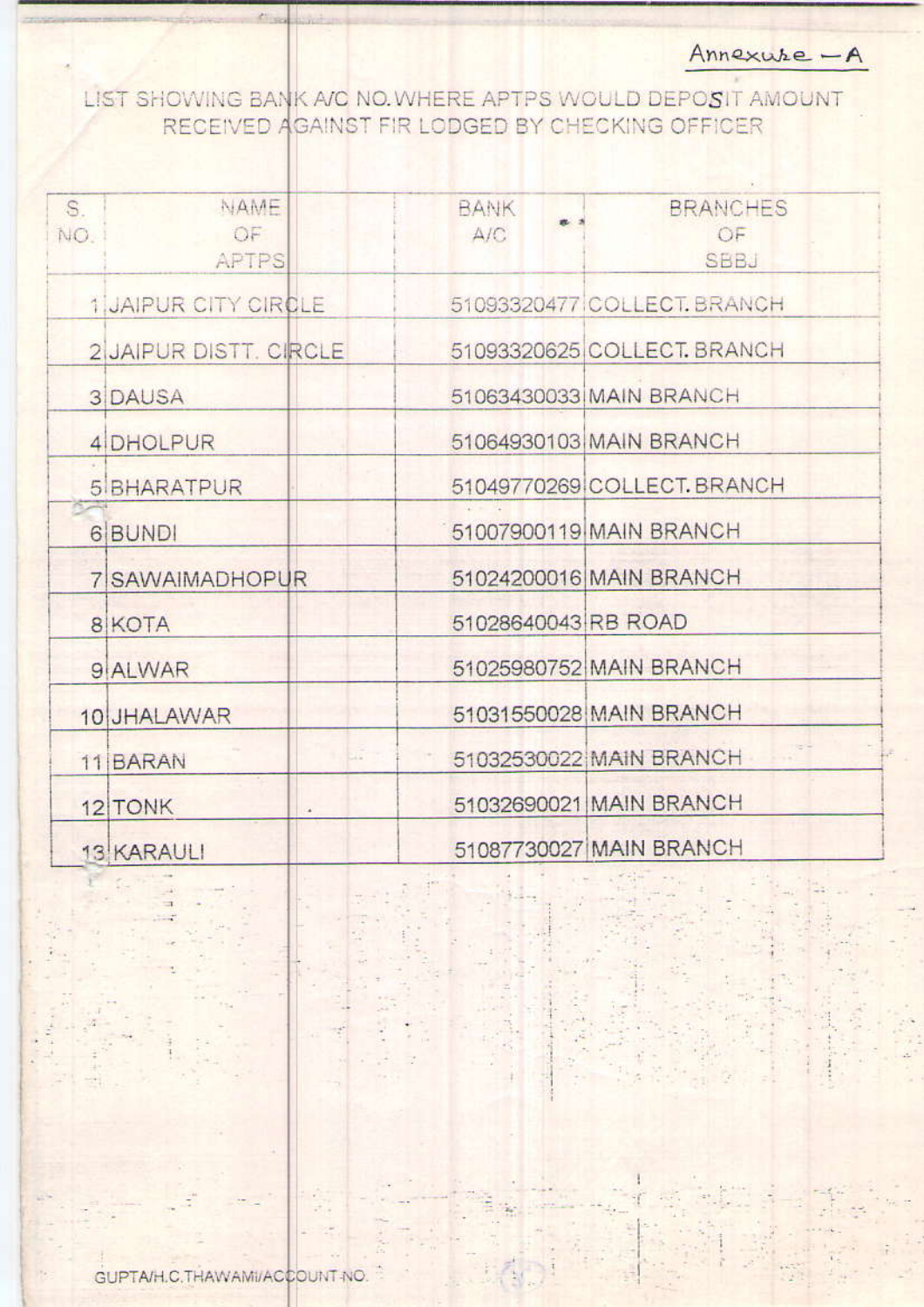Annexure – A

LIST SHOWING BANK A/C NO. WHERE APTPS WOULD DEPOSIT AMOUNT RECEIVED AGAINST FIR LODGED BY CHECKING OFFICER

| S. NO. | NAME OF APTPS | BANK A/C | BRANCHES OF SBBJ |
|---|---|---|---|
| 1 | JAIPUR CITY CIRCLE | 51093320477 | COLLECT. BRANCH |
| 2 | JAIPUR DISTT. CIRCLE | 51093320625 | COLLECT. BRANCH |
| 3 | DAUSA | 51063430033 | MAIN BRANCH |
| 4 | DHOLPUR | 51064930103 | MAIN BRANCH |
| 5 | BHARATPUR | 51049770269 | COLLECT. BRANCH |
| 6 | BUNDI | 51007900119 | MAIN BRANCH |
| 7 | SAWAIMADHOPUR | 51024200016 | MAIN BRANCH |
| 8 | KOTA | 51028640043 | RB ROAD |
| 9 | ALWAR | 51025980752 | MAIN BRANCH |
| 10 | JHALAWAR | 51031550028 | MAIN BRANCH |
| 11 | BARAN | 51032530022 | MAIN BRANCH |
| 12 | TONK | 51032690021 | MAIN BRANCH |
| 13 | KARAULI | 51087730027 | MAIN BRANCH |

GUPTA/H.C.THAWAMI/ACCOUNT NO.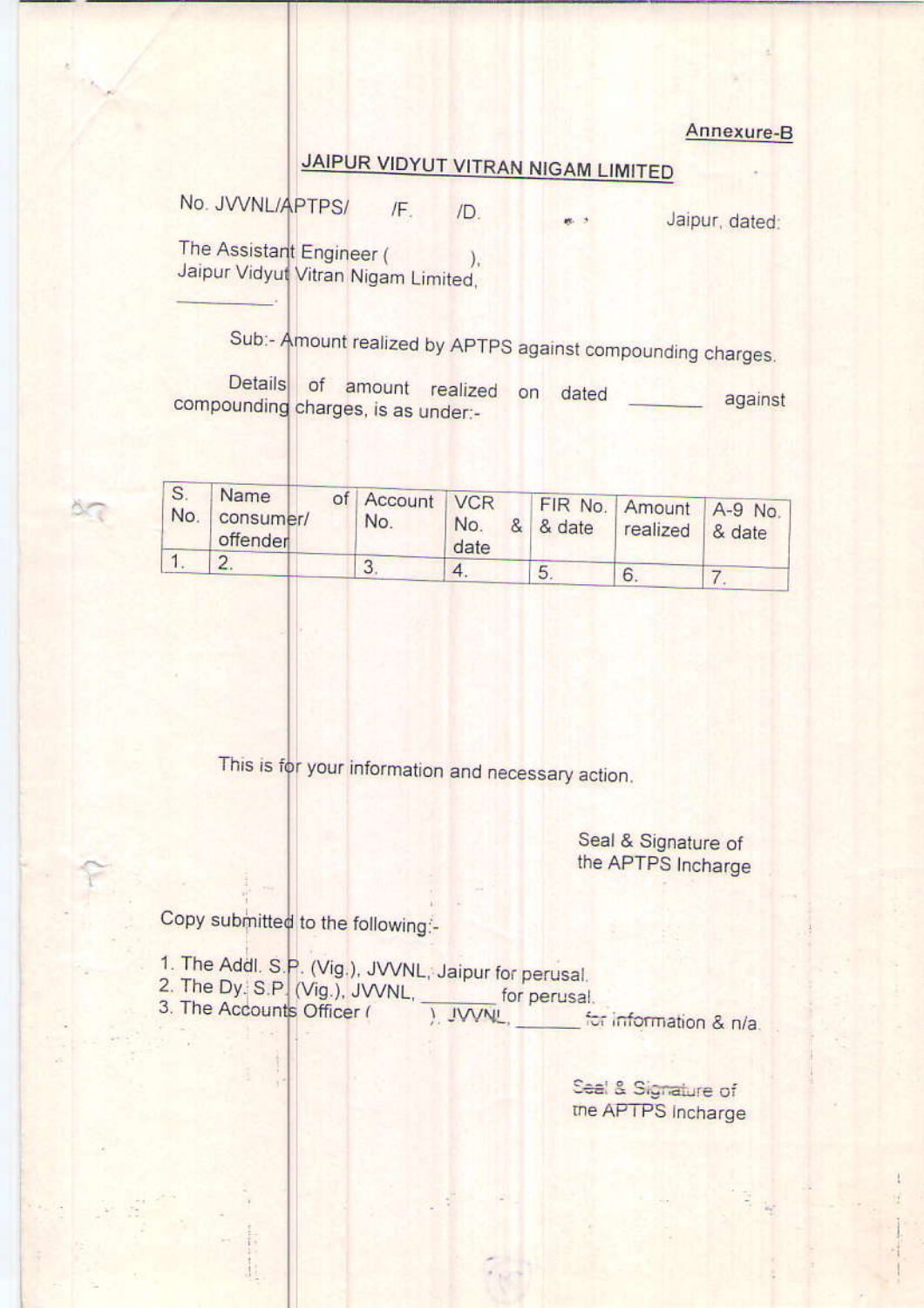Annexure-B

# JAIPUR VIDYUT VITRAN NIGAM LIMITED

No. JVVNL/APTPS/ /F. /D. Jaipur, dated:

The Assistant Engineer ( ),
Jaipur Vidyut Vitran Nigam Limited,
__________.

Sub:- Amount realized by APTPS against compounding charges.

Details of amount realized on dated _______ against compounding charges, is as under:-

| S. No. | Name of consumer/ offender | Account No. | VCR No. & date | FIR No. & date | Amount realized | A-9 No. & date |
|---|---|---|---|---|---|---|
| 1. | 2. | 3. | 4. | 5. | 6. | 7. |

This is for your information and necessary action.

Seal & Signature of
the APTPS Incharge

Copy submitted to the following:-

1. The Addl. S.P. (Vig.), JVVNL, Jaipur for perusal.
2. The Dy. S.P. (Vig.), JVVNL, ________ for perusal.
3. The Accounts Officer ( ), JVVNL, ______ for information & n/a.

Seal & Signature of
the APTPS Incharge